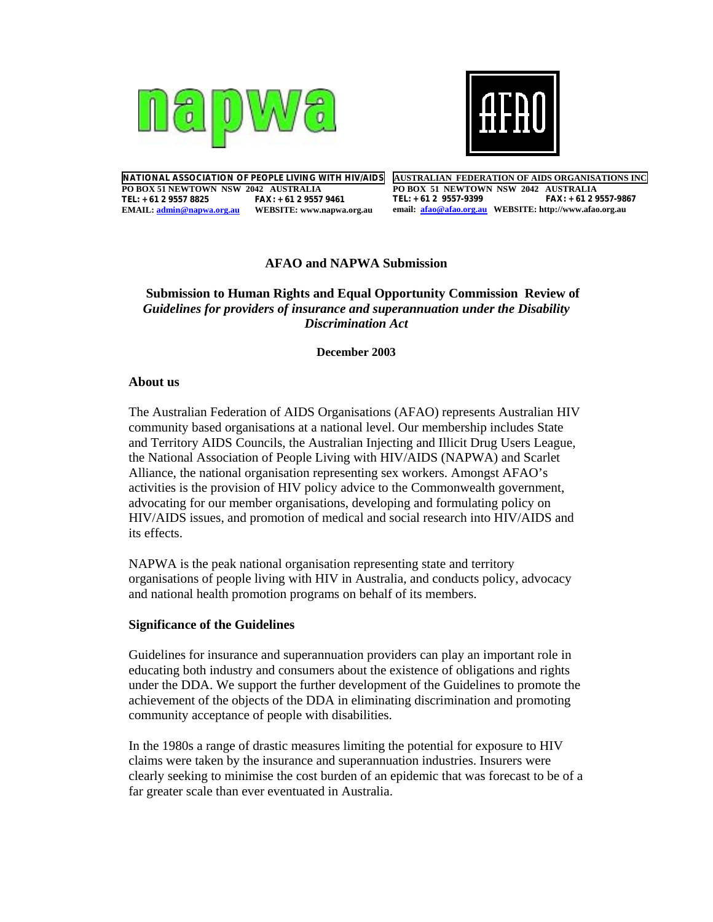napwa

AFAO

**NATIONAL ASSOCIATION OF PEOPLE LIVING WITH HIV/AIDS**
**PO BOX 51 NEWTOWN NSW 2042 AUSTRALIA**
**TEL: +61 2 9557 8825 FAX: +61 2 9557 9461**
**EMAIL: admin@napwa.org.au WEBSITE: www.napwa.org.au**

**AUSTRALIAN FEDERATION OF AIDS ORGANISATIONS INC**
**PO BOX 51 NEWTOWN NSW 2042 AUSTRALIA**
**TEL: +61 2 9557-9399 FAX: +61 2 9557-9867**
**email: afao@afao.org.au WEBSITE: http://www.afao.org.au**

# AFAO and NAPWA Submission

## Submission to Human Rights and Equal Opportunity Commission Review of *Guidelines for providers of insurance and superannuation under the Disability Discrimination Act*

**December 2003**

### About us

The Australian Federation of AIDS Organisations (AFAO) represents Australian HIV community based organisations at a national level. Our membership includes State and Territory AIDS Councils, the Australian Injecting and Illicit Drug Users League, the National Association of People Living with HIV/AIDS (NAPWA) and Scarlet Alliance, the national organisation representing sex workers. Amongst AFAO's activities is the provision of HIV policy advice to the Commonwealth government, advocating for our member organisations, developing and formulating policy on HIV/AIDS issues, and promotion of medical and social research into HIV/AIDS and its effects.

NAPWA is the peak national organisation representing state and territory organisations of people living with HIV in Australia, and conducts policy, advocacy and national health promotion programs on behalf of its members.

### Significance of the Guidelines

Guidelines for insurance and superannuation providers can play an important role in educating both industry and consumers about the existence of obligations and rights under the DDA. We support the further development of the Guidelines to promote the achievement of the objects of the DDA in eliminating discrimination and promoting community acceptance of people with disabilities.

In the 1980s a range of drastic measures limiting the potential for exposure to HIV claims were taken by the insurance and superannuation industries. Insurers were clearly seeking to minimise the cost burden of an epidemic that was forecast to be of a far greater scale than ever eventuated in Australia.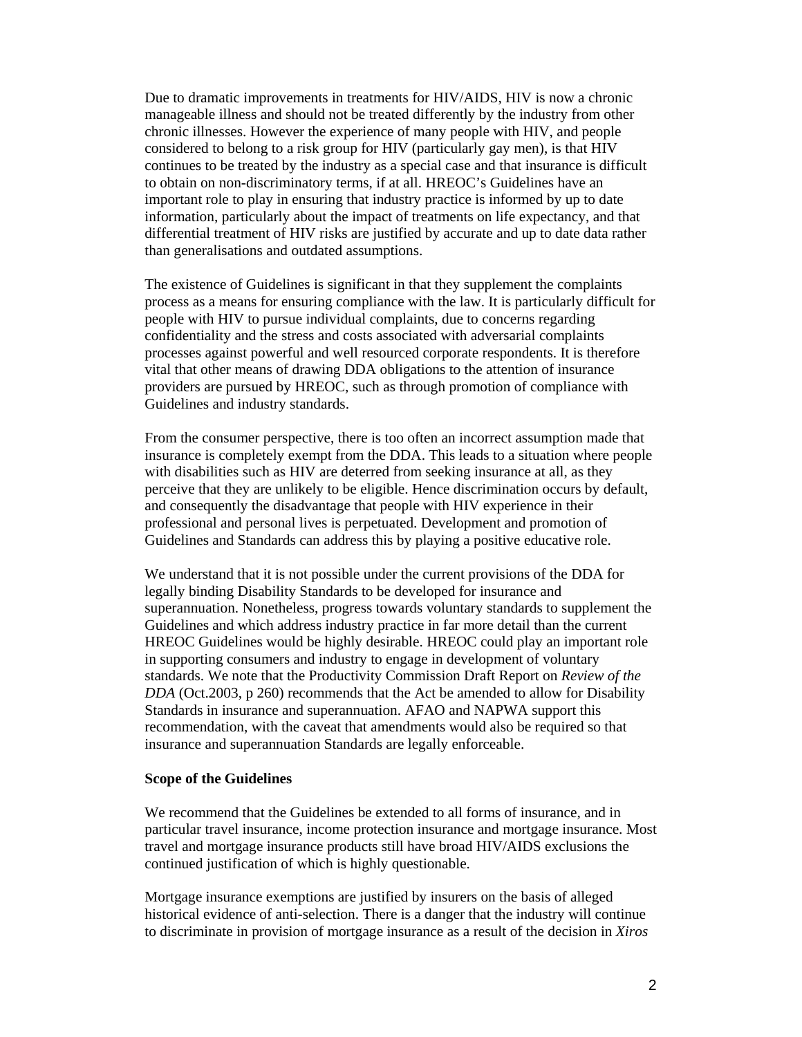Due to dramatic improvements in treatments for HIV/AIDS, HIV is now a chronic manageable illness and should not be treated differently by the industry from other chronic illnesses. However the experience of many people with HIV, and people considered to belong to a risk group for HIV (particularly gay men), is that HIV continues to be treated by the industry as a special case and that insurance is difficult to obtain on non-discriminatory terms, if at all. HREOC's Guidelines have an important role to play in ensuring that industry practice is informed by up to date information, particularly about the impact of treatments on life expectancy, and that differential treatment of HIV risks are justified by accurate and up to date data rather than generalisations and outdated assumptions.

The existence of Guidelines is significant in that they supplement the complaints process as a means for ensuring compliance with the law. It is particularly difficult for people with HIV to pursue individual complaints, due to concerns regarding confidentiality and the stress and costs associated with adversarial complaints processes against powerful and well resourced corporate respondents. It is therefore vital that other means of drawing DDA obligations to the attention of insurance providers are pursued by HREOC, such as through promotion of compliance with Guidelines and industry standards.

From the consumer perspective, there is too often an incorrect assumption made that insurance is completely exempt from the DDA. This leads to a situation where people with disabilities such as HIV are deterred from seeking insurance at all, as they perceive that they are unlikely to be eligible. Hence discrimination occurs by default, and consequently the disadvantage that people with HIV experience in their professional and personal lives is perpetuated. Development and promotion of Guidelines and Standards can address this by playing a positive educative role.

We understand that it is not possible under the current provisions of the DDA for legally binding Disability Standards to be developed for insurance and superannuation. Nonetheless, progress towards voluntary standards to supplement the Guidelines and which address industry practice in far more detail than the current HREOC Guidelines would be highly desirable. HREOC could play an important role in supporting consumers and industry to engage in development of voluntary standards. We note that the Productivity Commission Draft Report on *Review of the DDA* (Oct.2003, p 260) recommends that the Act be amended to allow for Disability Standards in insurance and superannuation. AFAO and NAPWA support this recommendation, with the caveat that amendments would also be required so that insurance and superannuation Standards are legally enforceable.

**Scope of the Guidelines**

We recommend that the Guidelines be extended to all forms of insurance, and in particular travel insurance, income protection insurance and mortgage insurance. Most travel and mortgage insurance products still have broad HIV/AIDS exclusions the continued justification of which is highly questionable.

Mortgage insurance exemptions are justified by insurers on the basis of alleged historical evidence of anti-selection. There is a danger that the industry will continue to discriminate in provision of mortgage insurance as a result of the decision in *Xiros*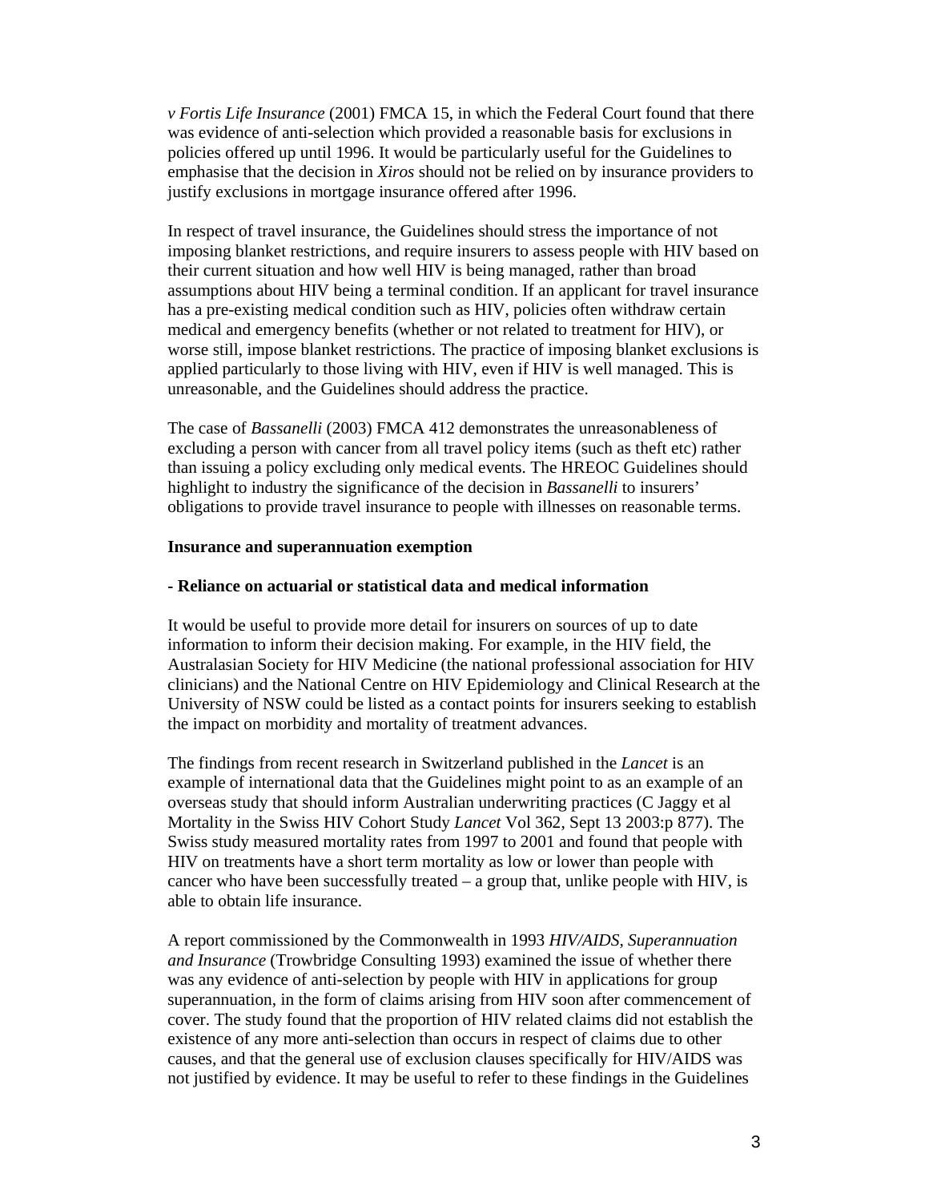*v Fortis Life Insurance* (2001) FMCA 15, in which the Federal Court found that there was evidence of anti-selection which provided a reasonable basis for exclusions in policies offered up until 1996. It would be particularly useful for the Guidelines to emphasise that the decision in *Xiros* should not be relied on by insurance providers to justify exclusions in mortgage insurance offered after 1996.

In respect of travel insurance, the Guidelines should stress the importance of not imposing blanket restrictions, and require insurers to assess people with HIV based on their current situation and how well HIV is being managed, rather than broad assumptions about HIV being a terminal condition. If an applicant for travel insurance has a pre-existing medical condition such as HIV, policies often withdraw certain medical and emergency benefits (whether or not related to treatment for HIV), or worse still, impose blanket restrictions. The practice of imposing blanket exclusions is applied particularly to those living with HIV, even if HIV is well managed. This is unreasonable, and the Guidelines should address the practice.

The case of *Bassanelli* (2003) FMCA 412 demonstrates the unreasonableness of excluding a person with cancer from all travel policy items (such as theft etc) rather than issuing a policy excluding only medical events. The HREOC Guidelines should highlight to industry the significance of the decision in *Bassanelli* to insurers' obligations to provide travel insurance to people with illnesses on reasonable terms.

**Insurance and superannuation exemption**

**- Reliance on actuarial or statistical data and medical information**

It would be useful to provide more detail for insurers on sources of up to date information to inform their decision making. For example, in the HIV field, the Australasian Society for HIV Medicine (the national professional association for HIV clinicians) and the National Centre on HIV Epidemiology and Clinical Research at the University of NSW could be listed as a contact points for insurers seeking to establish the impact on morbidity and mortality of treatment advances.

The findings from recent research in Switzerland published in the *Lancet* is an example of international data that the Guidelines might point to as an example of an overseas study that should inform Australian underwriting practices (C Jaggy et al Mortality in the Swiss HIV Cohort Study *Lancet* Vol 362, Sept 13 2003:p 877). The Swiss study measured mortality rates from 1997 to 2001 and found that people with HIV on treatments have a short term mortality as low or lower than people with cancer who have been successfully treated – a group that, unlike people with HIV, is able to obtain life insurance.

A report commissioned by the Commonwealth in 1993 *HIV/AIDS, Superannuation and Insurance* (Trowbridge Consulting 1993) examined the issue of whether there was any evidence of anti-selection by people with HIV in applications for group superannuation, in the form of claims arising from HIV soon after commencement of cover. The study found that the proportion of HIV related claims did not establish the existence of any more anti-selection than occurs in respect of claims due to other causes, and that the general use of exclusion clauses specifically for HIV/AIDS was not justified by evidence. It may be useful to refer to these findings in the Guidelines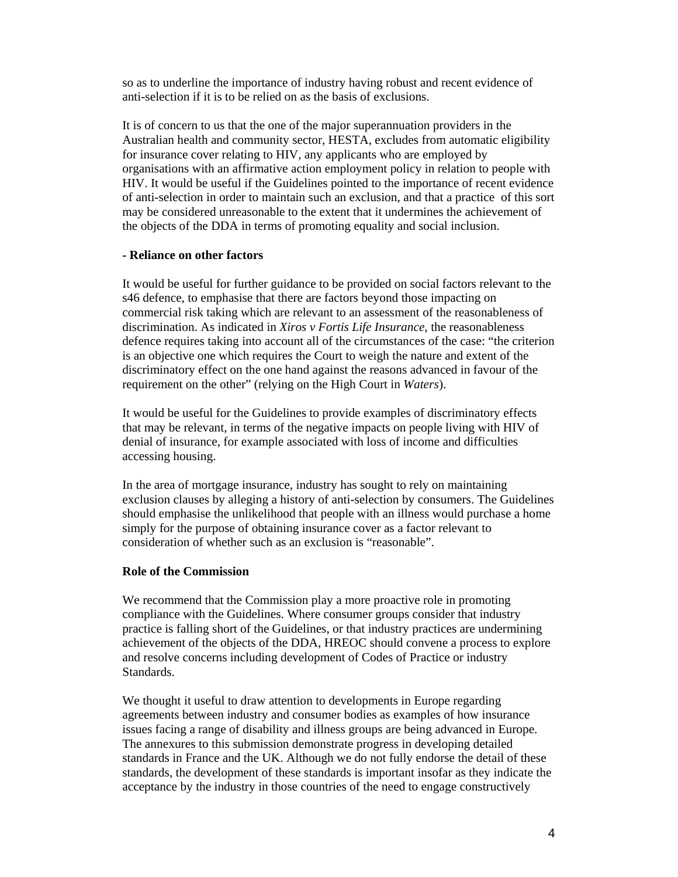so as to underline the importance of industry having robust and recent evidence of anti-selection if it is to be relied on as the basis of exclusions.

It is of concern to us that the one of the major superannuation providers in the Australian health and community sector, HESTA, excludes from automatic eligibility for insurance cover relating to HIV, any applicants who are employed by organisations with an affirmative action employment policy in relation to people with HIV. It would be useful if the Guidelines pointed to the importance of recent evidence of anti-selection in order to maintain such an exclusion, and that a practice of this sort may be considered unreasonable to the extent that it undermines the achievement of the objects of the DDA in terms of promoting equality and social inclusion.

**- Reliance on other factors**

It would be useful for further guidance to be provided on social factors relevant to the s46 defence, to emphasise that there are factors beyond those impacting on commercial risk taking which are relevant to an assessment of the reasonableness of discrimination. As indicated in *Xiros v Fortis Life Insurance*, the reasonableness defence requires taking into account all of the circumstances of the case: "the criterion is an objective one which requires the Court to weigh the nature and extent of the discriminatory effect on the one hand against the reasons advanced in favour of the requirement on the other" (relying on the High Court in *Waters*).

It would be useful for the Guidelines to provide examples of discriminatory effects that may be relevant, in terms of the negative impacts on people living with HIV of denial of insurance, for example associated with loss of income and difficulties accessing housing.

In the area of mortgage insurance, industry has sought to rely on maintaining exclusion clauses by alleging a history of anti-selection by consumers. The Guidelines should emphasise the unlikelihood that people with an illness would purchase a home simply for the purpose of obtaining insurance cover as a factor relevant to consideration of whether such as an exclusion is "reasonable".

**Role of the Commission**

We recommend that the Commission play a more proactive role in promoting compliance with the Guidelines. Where consumer groups consider that industry practice is falling short of the Guidelines, or that industry practices are undermining achievement of the objects of the DDA, HREOC should convene a process to explore and resolve concerns including development of Codes of Practice or industry Standards.

We thought it useful to draw attention to developments in Europe regarding agreements between industry and consumer bodies as examples of how insurance issues facing a range of disability and illness groups are being advanced in Europe. The annexures to this submission demonstrate progress in developing detailed standards in France and the UK. Although we do not fully endorse the detail of these standards, the development of these standards is important insofar as they indicate the acceptance by the industry in those countries of the need to engage constructively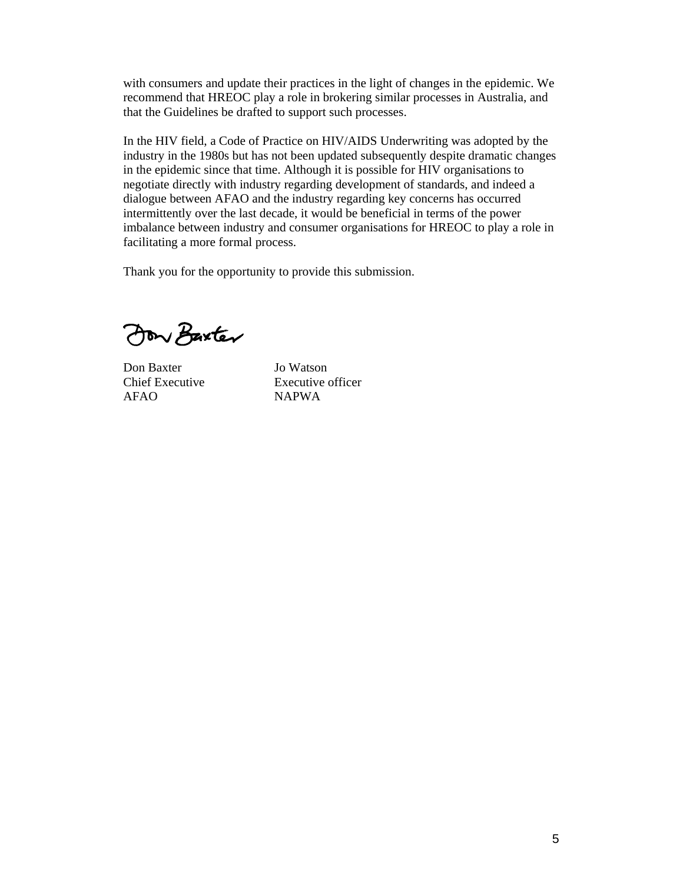with consumers and update their practices in the light of changes in the epidemic. We recommend that HREOC play a role in brokering similar processes in Australia, and that the Guidelines be drafted to support such processes.

In the HIV field, a Code of Practice on HIV/AIDS Underwriting was adopted by the industry in the 1980s but has not been updated subsequently despite dramatic changes in the epidemic since that time. Although it is possible for HIV organisations to negotiate directly with industry regarding development of standards, and indeed a dialogue between AFAO and the industry regarding key concerns has occurred intermittently over the last decade, it would be beneficial in terms of the power imbalance between industry and consumer organisations for HREOC to play a role in facilitating a more formal process.

Thank you for the opportunity to provide this submission.

Don Baxter
Chief Executive
AFAO

Jo Watson
Executive officer
NAPWA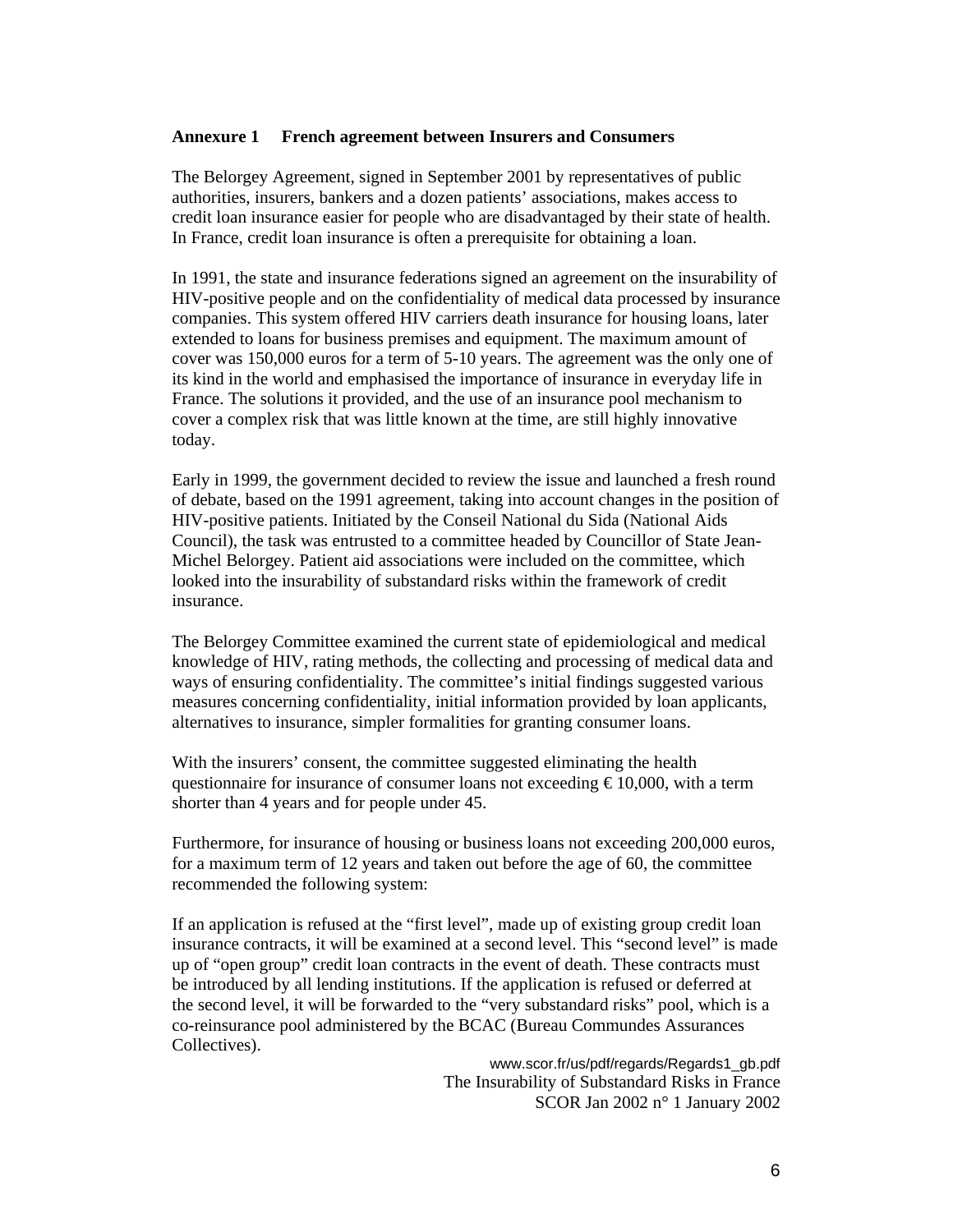## Annexure 1 French agreement between Insurers and Consumers

The Belorgey Agreement, signed in September 2001 by representatives of public authorities, insurers, bankers and a dozen patients' associations, makes access to credit loan insurance easier for people who are disadvantaged by their state of health. In France, credit loan insurance is often a prerequisite for obtaining a loan.

In 1991, the state and insurance federations signed an agreement on the insurability of HIV-positive people and on the confidentiality of medical data processed by insurance companies. This system offered HIV carriers death insurance for housing loans, later extended to loans for business premises and equipment. The maximum amount of cover was 150,000 euros for a term of 5-10 years. The agreement was the only one of its kind in the world and emphasised the importance of insurance in everyday life in France. The solutions it provided, and the use of an insurance pool mechanism to cover a complex risk that was little known at the time, are still highly innovative today.

Early in 1999, the government decided to review the issue and launched a fresh round of debate, based on the 1991 agreement, taking into account changes in the position of HIV-positive patients. Initiated by the Conseil National du Sida (National Aids Council), the task was entrusted to a committee headed by Councillor of State Jean-Michel Belorgey. Patient aid associations were included on the committee, which looked into the insurability of substandard risks within the framework of credit insurance.

The Belorgey Committee examined the current state of epidemiological and medical knowledge of HIV, rating methods, the collecting and processing of medical data and ways of ensuring confidentiality. The committee's initial findings suggested various measures concerning confidentiality, initial information provided by loan applicants, alternatives to insurance, simpler formalities for granting consumer loans.

With the insurers' consent, the committee suggested eliminating the health questionnaire for insurance of consumer loans not exceeding € 10,000, with a term shorter than 4 years and for people under 45.

Furthermore, for insurance of housing or business loans not exceeding 200,000 euros, for a maximum term of 12 years and taken out before the age of 60, the committee recommended the following system:

If an application is refused at the "first level", made up of existing group credit loan insurance contracts, it will be examined at a second level. This "second level" is made up of "open group" credit loan contracts in the event of death. These contracts must be introduced by all lending institutions. If the application is refused or deferred at the second level, it will be forwarded to the "very substandard risks" pool, which is a co-reinsurance pool administered by the BCAC (Bureau Commundes Assurances Collectives).

www.scor.fr/us/pdf/regards/Regards1_gb.pdf
The Insurability of Substandard Risks in France
SCOR Jan 2002 n° 1 January 2002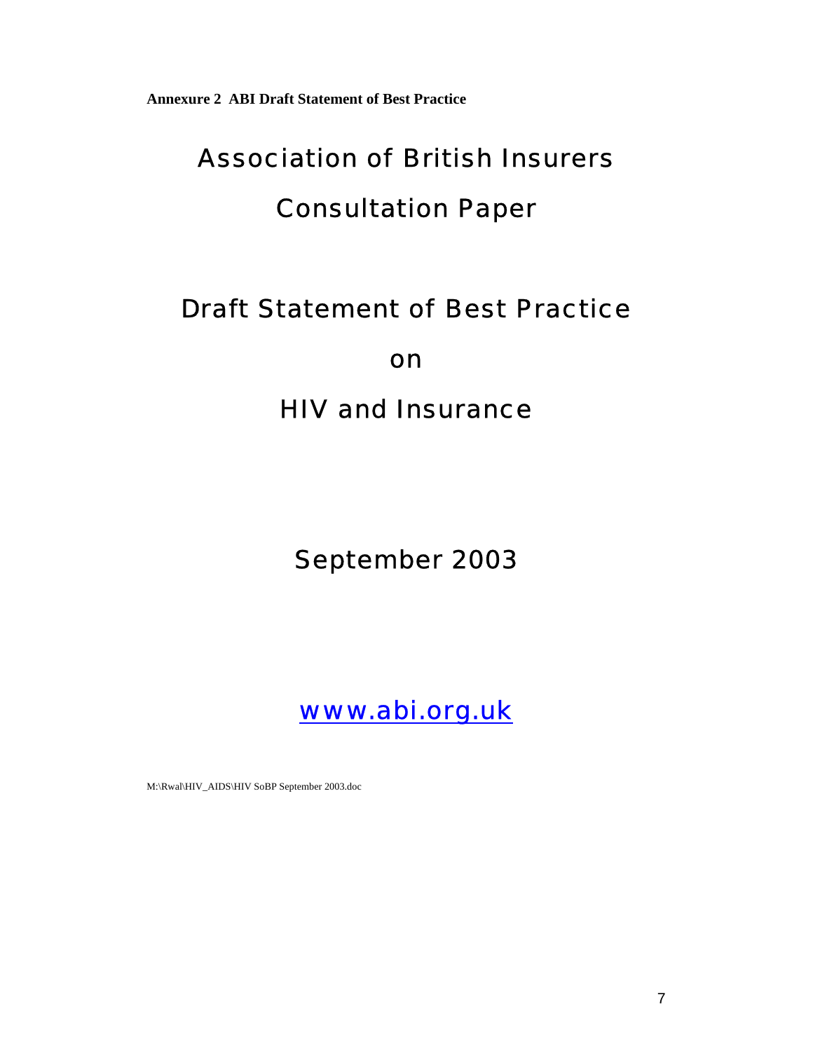**Annexure 2 ABI Draft Statement of Best Practice**

# Association of British Insurers

# Consultation Paper

# Draft Statement of Best Practice

# on

# HIV and Insurance

September 2003

www.abi.org.uk

M:\Rwal\HIV_AIDS\HIV SoBP September 2003.doc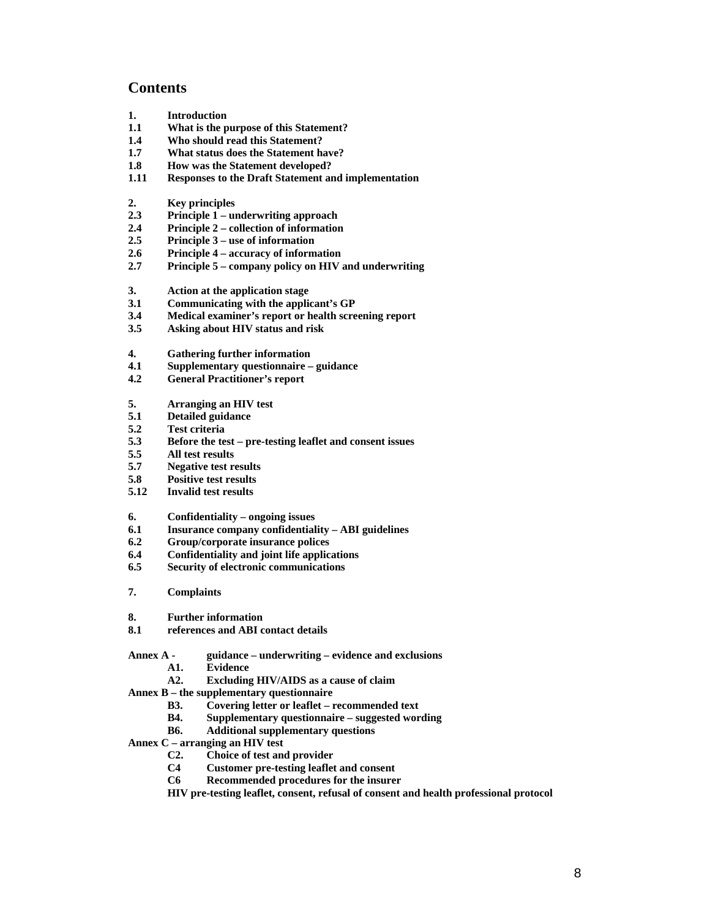# Contents

**1. Introduction**
**1.1 What is the purpose of this Statement?**
**1.4 Who should read this Statement?**
**1.7 What status does the Statement have?**
**1.8 How was the Statement developed?**
**1.11 Responses to the Draft Statement and implementation**

**2. Key principles**
**2.3 Principle 1 – underwriting approach**
**2.4 Principle 2 – collection of information**
**2.5 Principle 3 – use of information**
**2.6 Principle 4 – accuracy of information**
**2.7 Principle 5 – company policy on HIV and underwriting**

**3. Action at the application stage**
**3.1 Communicating with the applicant's GP**
**3.4 Medical examiner's report or health screening report**
**3.5 Asking about HIV status and risk**

**4. Gathering further information**
**4.1 Supplementary questionnaire – guidance**
**4.2 General Practitioner's report**

**5. Arranging an HIV test**
**5.1 Detailed guidance**
**5.2 Test criteria**
**5.3 Before the test – pre-testing leaflet and consent issues**
**5.5 All test results**
**5.7 Negative test results**
**5.8 Positive test results**
**5.12 Invalid test results**

**6. Confidentiality – ongoing issues**
**6.1 Insurance company confidentiality – ABI guidelines**
**6.2 Group/corporate insurance polices**
**6.4 Confidentiality and joint life applications**
**6.5 Security of electronic communications**

**7. Complaints**

**8. Further information**
**8.1 references and ABI contact details**

**Annex A - guidance – underwriting – evidence and exclusions**
- **A1. Evidence**
- **A2. Excluding HIV/AIDS as a cause of claim**

**Annex B – the supplementary questionnaire**
- **B3. Covering letter or leaflet – recommended text**
- **B4. Supplementary questionnaire – suggested wording**
- **B6. Additional supplementary questions**

**Annex C – arranging an HIV test**
- **C2. Choice of test and provider**
- **C4 Customer pre-testing leaflet and consent**
- **C6 Recommended procedures for the insurer**
- **HIV pre-testing leaflet, consent, refusal of consent and health professional protocol**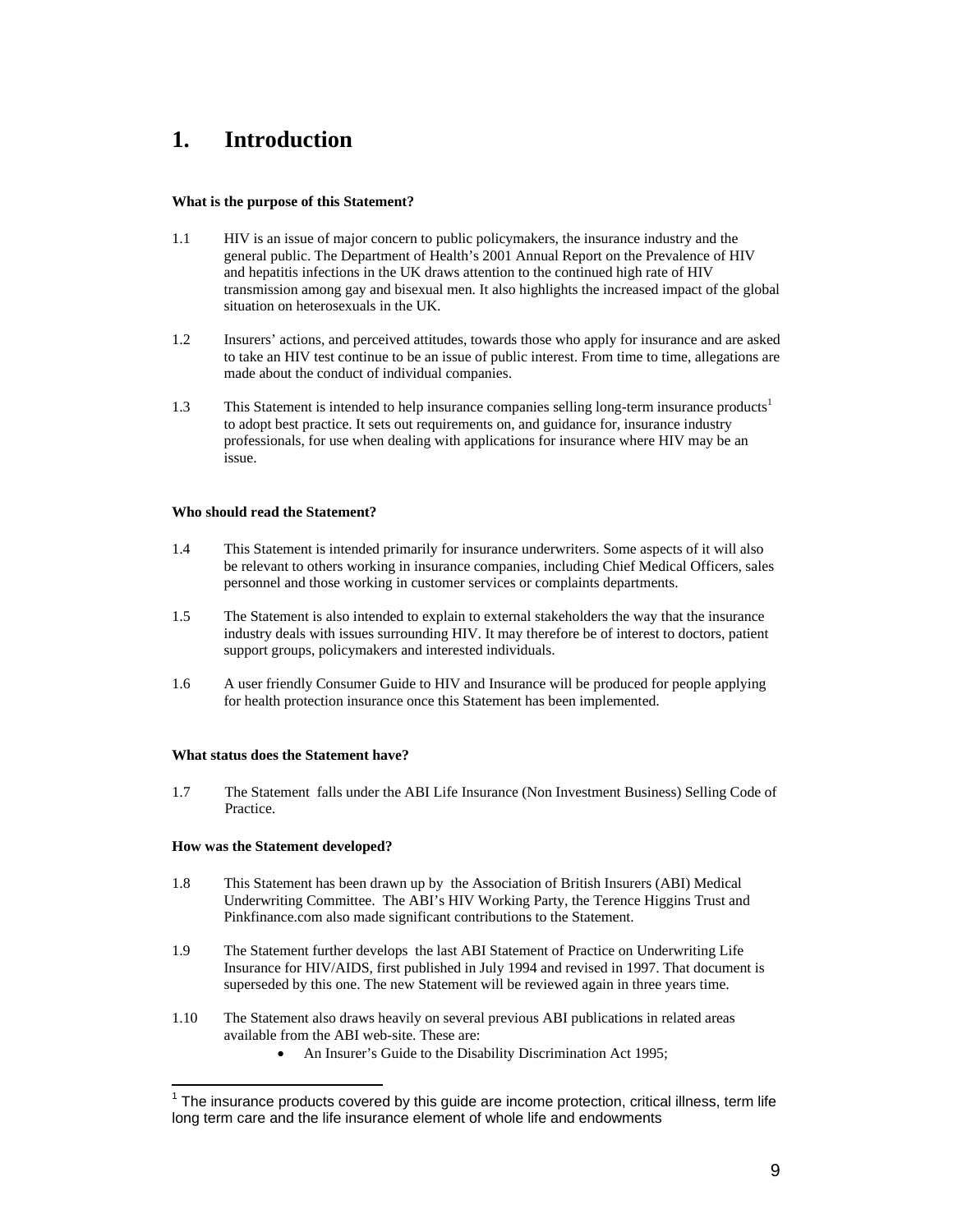# 1. Introduction

**What is the purpose of this Statement?**

1.1 HIV is an issue of major concern to public policymakers, the insurance industry and the general public. The Department of Health's 2001 Annual Report on the Prevalence of HIV and hepatitis infections in the UK draws attention to the continued high rate of HIV transmission among gay and bisexual men. It also highlights the increased impact of the global situation on heterosexuals in the UK.

1.2 Insurers' actions, and perceived attitudes, towards those who apply for insurance and are asked to take an HIV test continue to be an issue of public interest. From time to time, allegations are made about the conduct of individual companies.

1.3 This Statement is intended to help insurance companies selling long-term insurance products[1] to adopt best practice. It sets out requirements on, and guidance for, insurance industry professionals, for use when dealing with applications for insurance where HIV may be an issue.

**Who should read the Statement?**

1.4 This Statement is intended primarily for insurance underwriters. Some aspects of it will also be relevant to others working in insurance companies, including Chief Medical Officers, sales personnel and those working in customer services or complaints departments.

1.5 The Statement is also intended to explain to external stakeholders the way that the insurance industry deals with issues surrounding HIV. It may therefore be of interest to doctors, patient support groups, policymakers and interested individuals.

1.6 A user friendly Consumer Guide to HIV and Insurance will be produced for people applying for health protection insurance once this Statement has been implemented.

**What status does the Statement have?**

1.7 The Statement falls under the ABI Life Insurance (Non Investment Business) Selling Code of Practice.

**How was the Statement developed?**

1.8 This Statement has been drawn up by the Association of British Insurers (ABI) Medical Underwriting Committee. The ABI's HIV Working Party, the Terence Higgins Trust and Pinkfinance.com also made significant contributions to the Statement.

1.9 The Statement further develops the last ABI Statement of Practice on Underwriting Life Insurance for HIV/AIDS, first published in July 1994 and revised in 1997. That document is superseded by this one. The new Statement will be reviewed again in three years time.

1.10 The Statement also draws heavily on several previous ABI publications in related areas available from the ABI web-site. These are:

- An Insurer's Guide to the Disability Discrimination Act 1995;

---

[1] The insurance products covered by this guide are income protection, critical illness, term life long term care and the life insurance element of whole life and endowments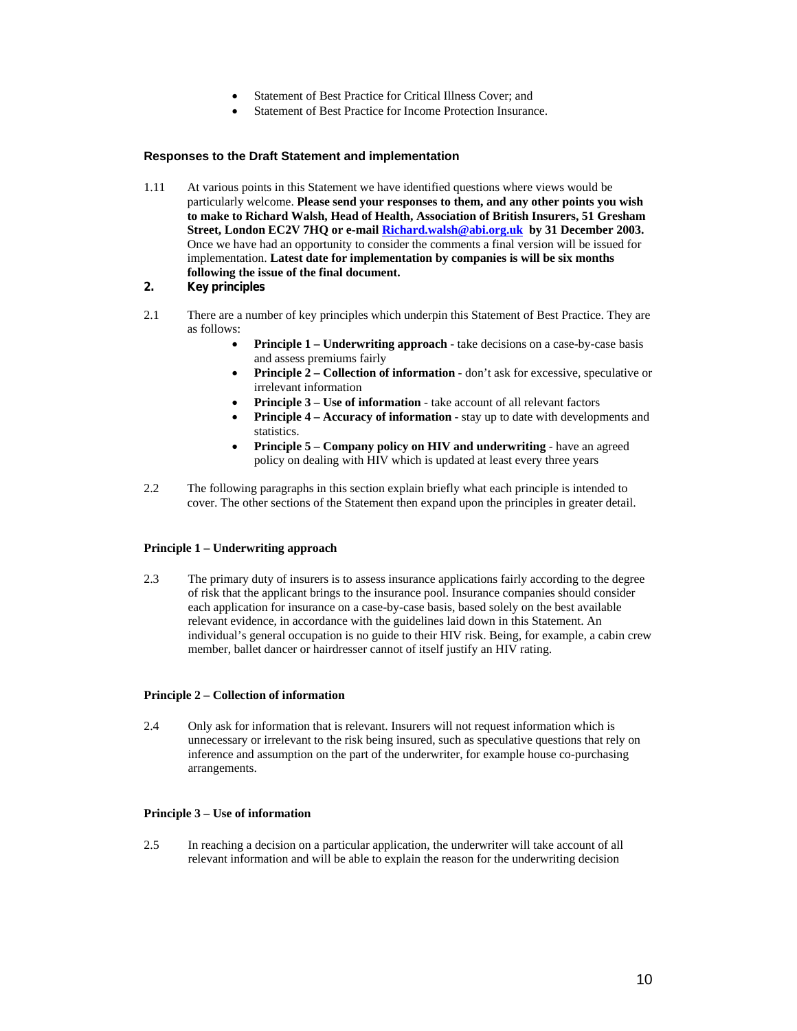- Statement of Best Practice for Critical Illness Cover; and
- Statement of Best Practice for Income Protection Insurance.

### Responses to the Draft Statement and implementation

1.11 At various points in this Statement we have identified questions where views would be particularly welcome. **Please send your responses to them, and any other points you wish to make to Richard Walsh, Head of Health, Association of British Insurers, 51 Gresham Street, London EC2V 7HQ or e-mail [Richard.walsh@abi.org.uk](mailto:Richard.walsh@abi.org.uk) by 31 December 2003.** Once we have had an opportunity to consider the comments a final version will be issued for implementation. **Latest date for implementation by companies is will be six months following the issue of the final document.**

## 2. Key principles

2.1 There are a number of key principles which underpin this Statement of Best Practice. They are as follows:

- **Principle 1 – Underwriting approach** - take decisions on a case-by-case basis and assess premiums fairly
- **Principle 2 – Collection of information** - don't ask for excessive, speculative or irrelevant information
- **Principle 3 – Use of information** - take account of all relevant factors
- **Principle 4 – Accuracy of information** - stay up to date with developments and statistics.
- **Principle 5 – Company policy on HIV and underwriting** - have an agreed policy on dealing with HIV which is updated at least every three years

2.2 The following paragraphs in this section explain briefly what each principle is intended to cover. The other sections of the Statement then expand upon the principles in greater detail.

### Principle 1 – Underwriting approach

2.3 The primary duty of insurers is to assess insurance applications fairly according to the degree of risk that the applicant brings to the insurance pool. Insurance companies should consider each application for insurance on a case-by-case basis, based solely on the best available relevant evidence, in accordance with the guidelines laid down in this Statement. An individual's general occupation is no guide to their HIV risk. Being, for example, a cabin crew member, ballet dancer or hairdresser cannot of itself justify an HIV rating.

### Principle 2 – Collection of information

2.4 Only ask for information that is relevant. Insurers will not request information which is unnecessary or irrelevant to the risk being insured, such as speculative questions that rely on inference and assumption on the part of the underwriter, for example house co-purchasing arrangements.

### Principle 3 – Use of information

2.5 In reaching a decision on a particular application, the underwriter will take account of all relevant information and will be able to explain the reason for the underwriting decision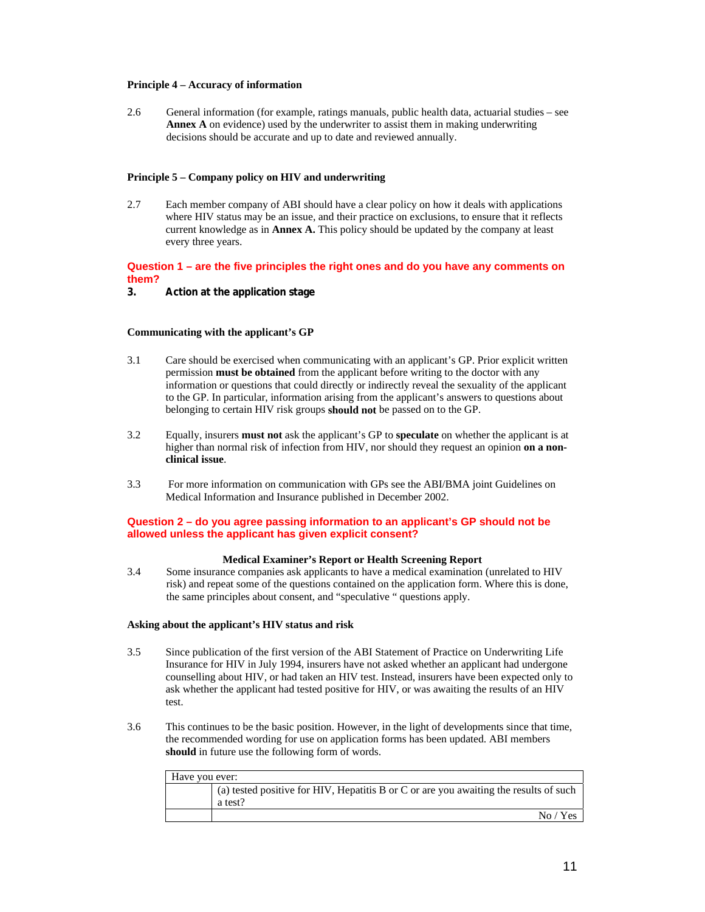**Principle 4 – Accuracy of information**

2.6 General information (for example, ratings manuals, public health data, actuarial studies – see **Annex A** on evidence) used by the underwriter to assist them in making underwriting decisions should be accurate and up to date and reviewed annually.

**Principle 5 – Company policy on HIV and underwriting**

2.7 Each member company of ABI should have a clear policy on how it deals with applications where HIV status may be an issue, and their practice on exclusions, to ensure that it reflects current knowledge as in **Annex A.** This policy should be updated by the company at least every three years.

**Question 1 – are the five principles the right ones and do you have any comments on them?**

## 3. Action at the application stage

**Communicating with the applicant's GP**

3.1 Care should be exercised when communicating with an applicant's GP. Prior explicit written permission **must be obtained** from the applicant before writing to the doctor with any information or questions that could directly or indirectly reveal the sexuality of the applicant to the GP. In particular, information arising from the applicant's answers to questions about belonging to certain HIV risk groups **should not** be passed on to the GP.

3.2 Equally, insurers **must not** ask the applicant's GP to **speculate** on whether the applicant is at higher than normal risk of infection from HIV, nor should they request an opinion **on a non-clinical issue**.

3.3 For more information on communication with GPs see the ABI/BMA joint Guidelines on Medical Information and Insurance published in December 2002.

**Question 2 – do you agree passing information to an applicant's GP should not be allowed unless the applicant has given explicit consent?**

**Medical Examiner's Report or Health Screening Report**

3.4 Some insurance companies ask applicants to have a medical examination (unrelated to HIV risk) and repeat some of the questions contained on the application form. Where this is done, the same principles about consent, and "speculative " questions apply.

**Asking about the applicant's HIV status and risk**

3.5 Since publication of the first version of the ABI Statement of Practice on Underwriting Life Insurance for HIV in July 1994, insurers have not asked whether an applicant had undergone counselling about HIV, or had taken an HIV test. Instead, insurers have been expected only to ask whether the applicant had tested positive for HIV, or was awaiting the results of an HIV test.

3.6 This continues to be the basic position. However, in the light of developments since that time, the recommended wording for use on application forms has been updated. ABI members **should** in future use the following form of words.

| Have you ever: | |
|---|---|
| | (a) tested positive for HIV, Hepatitis B or C or are you awaiting the results of such a test? |
| | No / Yes |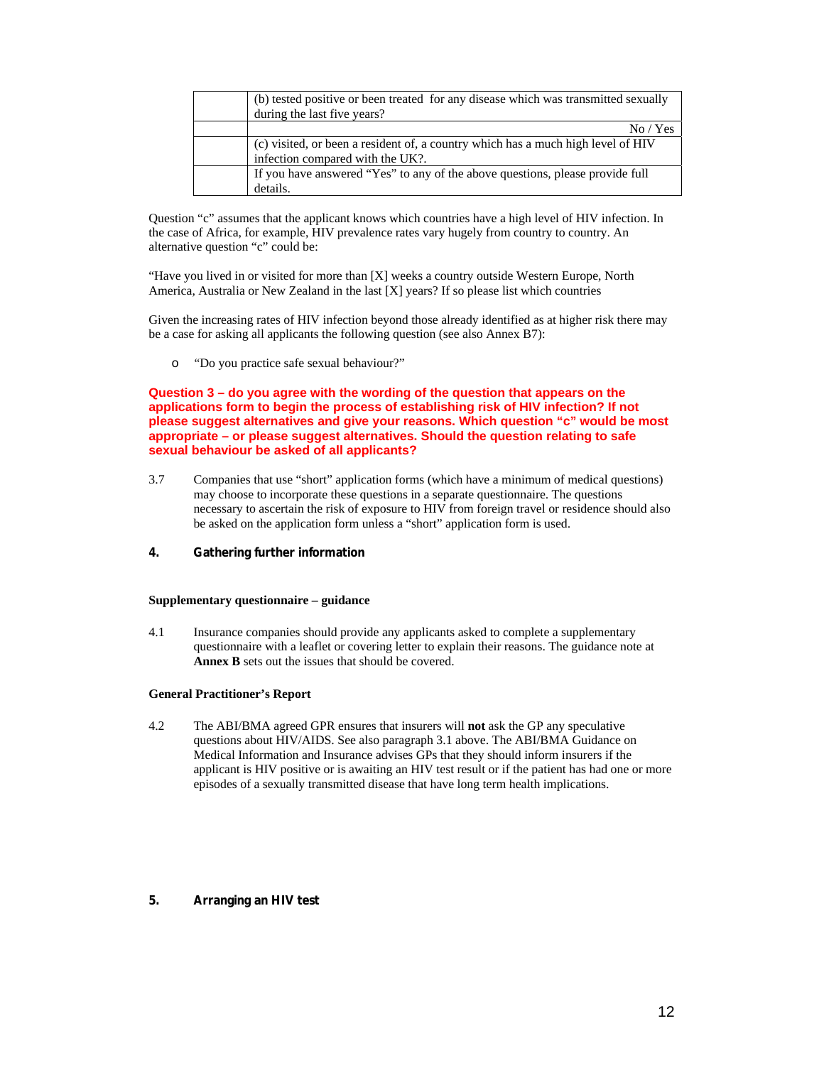|  | (b) tested positive or been treated for any disease which was transmitted sexually during the last five years? |
|---|---|
|  | No / Yes |
|  | (c) visited, or been a resident of, a country which has a much high level of HIV infection compared with the UK?. |
|  | If you have answered "Yes" to any of the above questions, please provide full details. |

Question "c" assumes that the applicant knows which countries have a high level of HIV infection. In the case of Africa, for example, HIV prevalence rates vary hugely from country to country. An alternative question "c" could be:

"Have you lived in or visited for more than [X] weeks a country outside Western Europe, North America, Australia or New Zealand in the last [X] years? If so please list which countries

Given the increasing rates of HIV infection beyond those already identified as at higher risk there may be a case for asking all applicants the following question (see also Annex B7):

- "Do you practice safe sexual behaviour?"

**Question 3 – do you agree with the wording of the question that appears on the applications form to begin the process of establishing risk of HIV infection? If not please suggest alternatives and give your reasons. Which question "c" would be most appropriate – or please suggest alternatives. Should the question relating to safe sexual behaviour be asked of all applicants?**

3.7 Companies that use "short" application forms (which have a minimum of medical questions) may choose to incorporate these questions in a separate questionnaire. The questions necessary to ascertain the risk of exposure to HIV from foreign travel or residence should also be asked on the application form unless a "short" application form is used.

## 4. Gathering further information

### Supplementary questionnaire – guidance

4.1 Insurance companies should provide any applicants asked to complete a supplementary questionnaire with a leaflet or covering letter to explain their reasons. The guidance note at **Annex B** sets out the issues that should be covered.

### General Practitioner's Report

4.2 The ABI/BMA agreed GPR ensures that insurers will **not** ask the GP any speculative questions about HIV/AIDS. See also paragraph 3.1 above. The ABI/BMA Guidance on Medical Information and Insurance advises GPs that they should inform insurers if the applicant is HIV positive or is awaiting an HIV test result or if the patient has had one or more episodes of a sexually transmitted disease that have long term health implications.

## 5. Arranging an HIV test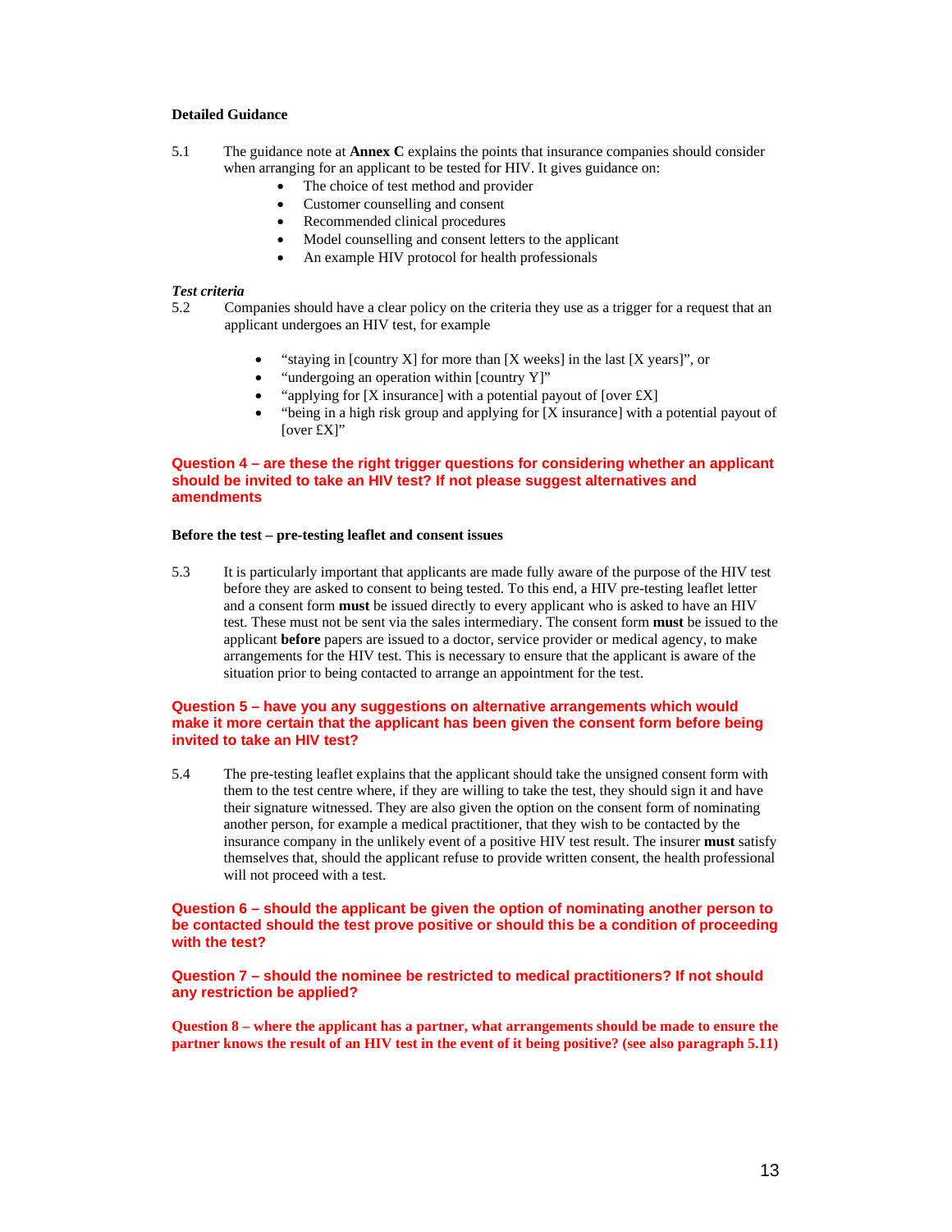**Detailed Guidance**

5.1 The guidance note at **Annex C** explains the points that insurance companies should consider when arranging for an applicant to be tested for HIV. It gives guidance on:

- The choice of test method and provider
- Customer counselling and consent
- Recommended clinical procedures
- Model counselling and consent letters to the applicant
- An example HIV protocol for health professionals

***Test criteria***

5.2 Companies should have a clear policy on the criteria they use as a trigger for a request that an applicant undergoes an HIV test, for example

- "staying in [country X] for more than [X weeks] in the last [X years]", or
- "undergoing an operation within [country Y]"
- "applying for [X insurance] with a potential payout of [over £X]
- "being in a high risk group and applying for [X insurance] with a potential payout of [over £X]"

**Question 4 – are these the right trigger questions for considering whether an applicant should be invited to take an HIV test? If not please suggest alternatives and amendments**

**Before the test – pre-testing leaflet and consent issues**

5.3 It is particularly important that applicants are made fully aware of the purpose of the HIV test before they are asked to consent to being tested. To this end, a HIV pre-testing leaflet letter and a consent form **must** be issued directly to every applicant who is asked to have an HIV test. These must not be sent via the sales intermediary. The consent form **must** be issued to the applicant **before** papers are issued to a doctor, service provider or medical agency, to make arrangements for the HIV test. This is necessary to ensure that the applicant is aware of the situation prior to being contacted to arrange an appointment for the test.

**Question 5 – have you any suggestions on alternative arrangements which would make it more certain that the applicant has been given the consent form before being invited to take an HIV test?**

5.4 The pre-testing leaflet explains that the applicant should take the unsigned consent form with them to the test centre where, if they are willing to take the test, they should sign it and have their signature witnessed. They are also given the option on the consent form of nominating another person, for example a medical practitioner, that they wish to be contacted by the insurance company in the unlikely event of a positive HIV test result. The insurer **must** satisfy themselves that, should the applicant refuse to provide written consent, the health professional will not proceed with a test.

**Question 6 – should the applicant be given the option of nominating another person to be contacted should the test prove positive or should this be a condition of proceeding with the test?**

**Question 7 – should the nominee be restricted to medical practitioners? If not should any restriction be applied?**

**Question 8 – where the applicant has a partner, what arrangements should be made to ensure the partner knows the result of an HIV test in the event of it being positive? (see also paragraph 5.11)**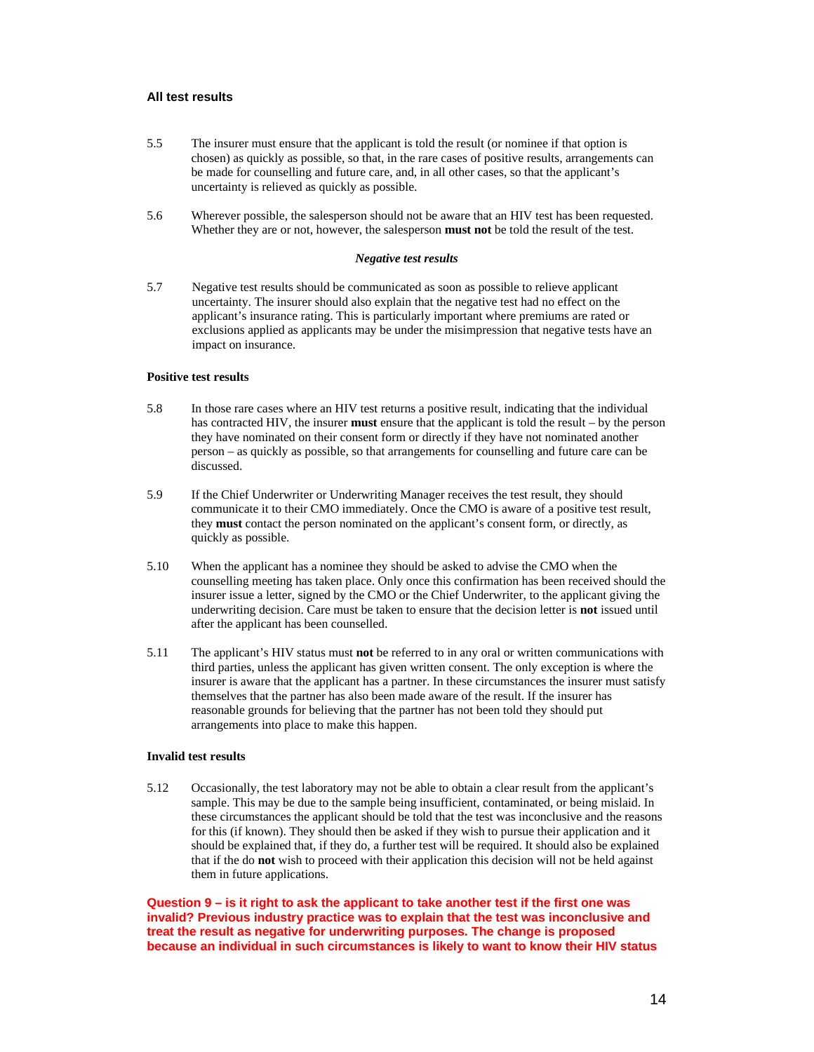### All test results

5.5 The insurer must ensure that the applicant is told the result (or nominee if that option is chosen) as quickly as possible, so that, in the rare cases of positive results, arrangements can be made for counselling and future care, and, in all other cases, so that the applicant's uncertainty is relieved as quickly as possible.

5.6 Wherever possible, the salesperson should not be aware that an HIV test has been requested. Whether they are or not, however, the salesperson **must not** be told the result of the test.

***Negative test results***

5.7 Negative test results should be communicated as soon as possible to relieve applicant uncertainty. The insurer should also explain that the negative test had no effect on the applicant's insurance rating. This is particularly important where premiums are rated or exclusions applied as applicants may be under the misimpression that negative tests have an impact on insurance.

**Positive test results**

5.8 In those rare cases where an HIV test returns a positive result, indicating that the individual has contracted HIV, the insurer **must** ensure that the applicant is told the result – by the person they have nominated on their consent form or directly if they have not nominated another person – as quickly as possible, so that arrangements for counselling and future care can be discussed.

5.9 If the Chief Underwriter or Underwriting Manager receives the test result, they should communicate it to their CMO immediately. Once the CMO is aware of a positive test result, they **must** contact the person nominated on the applicant's consent form, or directly, as quickly as possible.

5.10 When the applicant has a nominee they should be asked to advise the CMO when the counselling meeting has taken place. Only once this confirmation has been received should the insurer issue a letter, signed by the CMO or the Chief Underwriter, to the applicant giving the underwriting decision. Care must be taken to ensure that the decision letter is **not** issued until after the applicant has been counselled.

5.11 The applicant's HIV status must **not** be referred to in any oral or written communications with third parties, unless the applicant has given written consent. The only exception is where the insurer is aware that the applicant has a partner. In these circumstances the insurer must satisfy themselves that the partner has also been made aware of the result. If the insurer has reasonable grounds for believing that the partner has not been told they should put arrangements into place to make this happen.

**Invalid test results**

5.12 Occasionally, the test laboratory may not be able to obtain a clear result from the applicant's sample. This may be due to the sample being insufficient, contaminated, or being mislaid. In these circumstances the applicant should be told that the test was inconclusive and the reasons for this (if known). They should then be asked if they wish to pursue their application and it should be explained that, if they do, a further test will be required. It should also be explained that if the do **not** wish to proceed with their application this decision will not be held against them in future applications.

**Question 9 – is it right to ask the applicant to take another test if the first one was invalid? Previous industry practice was to explain that the test was inconclusive and treat the result as negative for underwriting purposes. The change is proposed because an individual in such circumstances is likely to want to know their HIV status**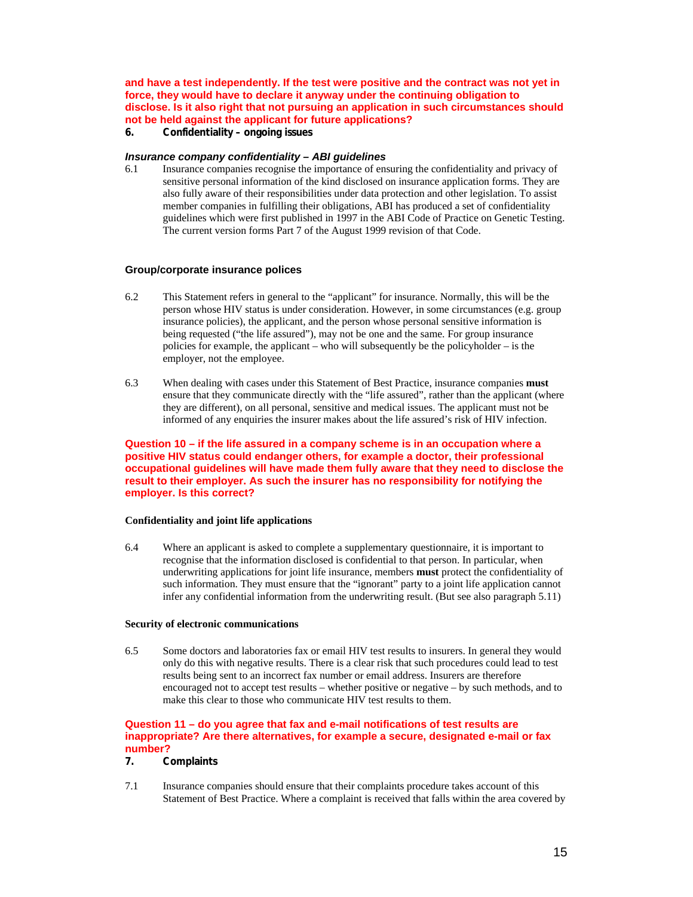**and have a test independently. If the test were positive and the contract was not yet in force, they would have to declare it anyway under the continuing obligation to disclose. Is it also right that not pursuing an application in such circumstances should not be held against the applicant for future applications?**

## 6. Confidentiality – ongoing issues

### *Insurance company confidentiality – ABI guidelines*

6.1 Insurance companies recognise the importance of ensuring the confidentiality and privacy of sensitive personal information of the kind disclosed on insurance application forms. They are also fully aware of their responsibilities under data protection and other legislation. To assist member companies in fulfilling their obligations, ABI has produced a set of confidentiality guidelines which were first published in 1997 in the ABI Code of Practice on Genetic Testing. The current version forms Part 7 of the August 1999 revision of that Code.

### Group/corporate insurance polices

6.2 This Statement refers in general to the "applicant" for insurance. Normally, this will be the person whose HIV status is under consideration. However, in some circumstances (e.g. group insurance policies), the applicant, and the person whose personal sensitive information is being requested ("the life assured"), may not be one and the same. For group insurance policies for example, the applicant – who will subsequently be the policyholder – is the employer, not the employee.

6.3 When dealing with cases under this Statement of Best Practice, insurance companies **must** ensure that they communicate directly with the "life assured", rather than the applicant (where they are different), on all personal, sensitive and medical issues. The applicant must not be informed of any enquiries the insurer makes about the life assured's risk of HIV infection.

**Question 10 – if the life assured in a company scheme is in an occupation where a positive HIV status could endanger others, for example a doctor, their professional occupational guidelines will have made them fully aware that they need to disclose the result to their employer. As such the insurer has no responsibility for notifying the employer. Is this correct?**

### Confidentiality and joint life applications

6.4 Where an applicant is asked to complete a supplementary questionnaire, it is important to recognise that the information disclosed is confidential to that person. In particular, when underwriting applications for joint life insurance, members **must** protect the confidentiality of such information. They must ensure that the "ignorant" party to a joint life application cannot infer any confidential information from the underwriting result. (But see also paragraph 5.11)

### Security of electronic communications

6.5 Some doctors and laboratories fax or email HIV test results to insurers. In general they would only do this with negative results. There is a clear risk that such procedures could lead to test results being sent to an incorrect fax number or email address. Insurers are therefore encouraged not to accept test results – whether positive or negative – by such methods, and to make this clear to those who communicate HIV test results to them.

**Question 11 – do you agree that fax and e-mail notifications of test results are inappropriate? Are there alternatives, for example a secure, designated e-mail or fax number?**

## 7. Complaints

7.1 Insurance companies should ensure that their complaints procedure takes account of this Statement of Best Practice. Where a complaint is received that falls within the area covered by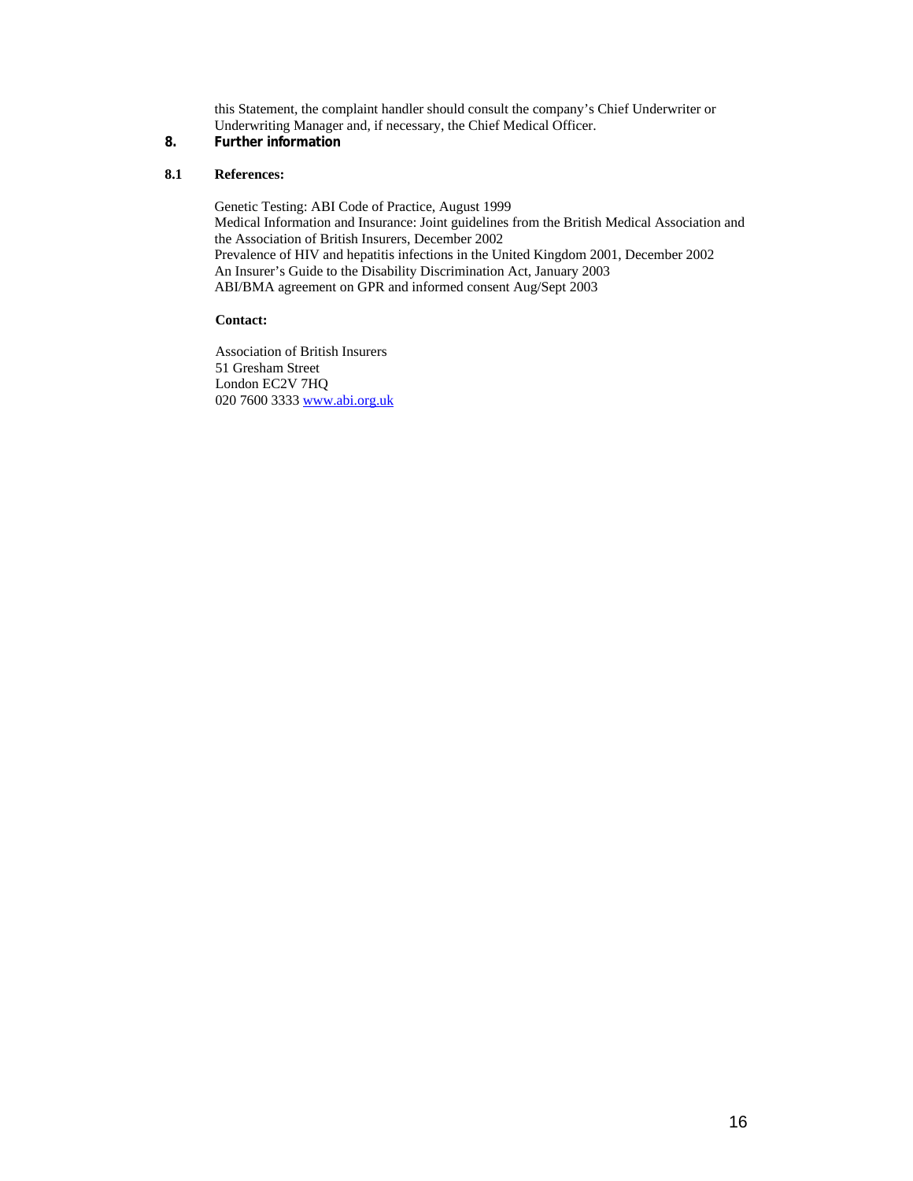this Statement, the complaint handler should consult the company's Chief Underwriter or Underwriting Manager and, if necessary, the Chief Medical Officer.

## 8. Further information

### 8.1 References:

Genetic Testing: ABI Code of Practice, August 1999
Medical Information and Insurance: Joint guidelines from the British Medical Association and the Association of British Insurers, December 2002
Prevalence of HIV and hepatitis infections in the United Kingdom 2001, December 2002
An Insurer's Guide to the Disability Discrimination Act, January 2003
ABI/BMA agreement on GPR and informed consent Aug/Sept 2003

**Contact:**

Association of British Insurers
51 Gresham Street
London EC2V 7HQ
020 7600 3333 www.abi.org.uk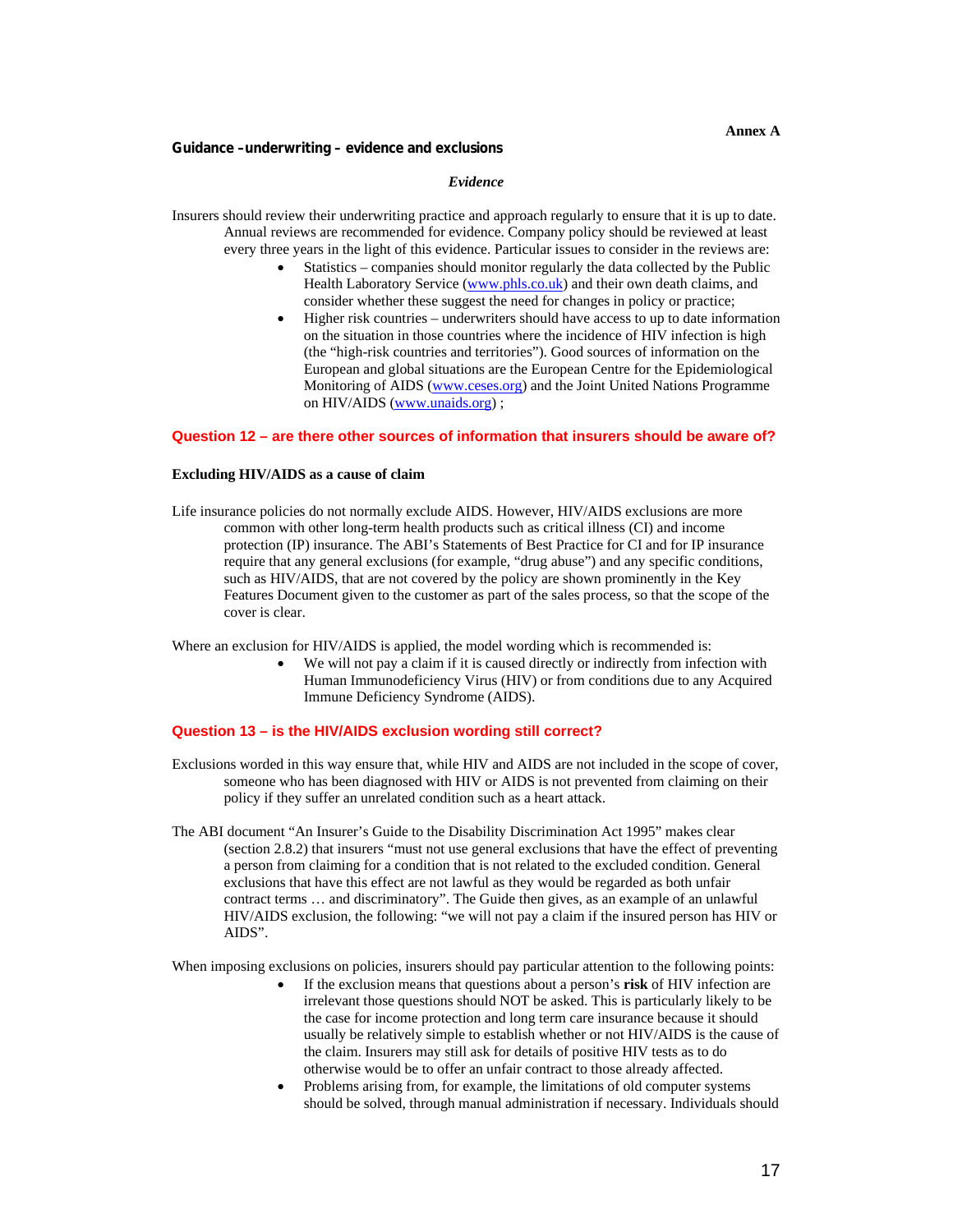**Annex A**

**Guidance – underwriting – evidence and exclusions**

*Evidence*

Insurers should review their underwriting practice and approach regularly to ensure that it is up to date. Annual reviews are recommended for evidence. Company policy should be reviewed at least every three years in the light of this evidence. Particular issues to consider in the reviews are:

- Statistics – companies should monitor regularly the data collected by the Public Health Laboratory Service (www.phls.co.uk) and their own death claims, and consider whether these suggest the need for changes in policy or practice;
- Higher risk countries – underwriters should have access to up to date information on the situation in those countries where the incidence of HIV infection is high (the "high-risk countries and territories"). Good sources of information on the European and global situations are the European Centre for the Epidemiological Monitoring of AIDS (www.ceses.org) and the Joint United Nations Programme on HIV/AIDS (www.unaids.org) ;

**Question 12 – are there other sources of information that insurers should be aware of?**

**Excluding HIV/AIDS as a cause of claim**

Life insurance policies do not normally exclude AIDS. However, HIV/AIDS exclusions are more common with other long-term health products such as critical illness (CI) and income protection (IP) insurance. The ABI's Statements of Best Practice for CI and for IP insurance require that any general exclusions (for example, "drug abuse") and any specific conditions, such as HIV/AIDS, that are not covered by the policy are shown prominently in the Key Features Document given to the customer as part of the sales process, so that the scope of the cover is clear.

Where an exclusion for HIV/AIDS is applied, the model wording which is recommended is:

- We will not pay a claim if it is caused directly or indirectly from infection with Human Immunodeficiency Virus (HIV) or from conditions due to any Acquired Immune Deficiency Syndrome (AIDS).

**Question 13 – is the HIV/AIDS exclusion wording still correct?**

Exclusions worded in this way ensure that, while HIV and AIDS are not included in the scope of cover, someone who has been diagnosed with HIV or AIDS is not prevented from claiming on their policy if they suffer an unrelated condition such as a heart attack.

The ABI document "An Insurer's Guide to the Disability Discrimination Act 1995" makes clear (section 2.8.2) that insurers "must not use general exclusions that have the effect of preventing a person from claiming for a condition that is not related to the excluded condition. General exclusions that have this effect are not lawful as they would be regarded as both unfair contract terms … and discriminatory". The Guide then gives, as an example of an unlawful HIV/AIDS exclusion, the following: "we will not pay a claim if the insured person has HIV or AIDS".

When imposing exclusions on policies, insurers should pay particular attention to the following points:

- If the exclusion means that questions about a person's **risk** of HIV infection are irrelevant those questions should NOT be asked. This is particularly likely to be the case for income protection and long term care insurance because it should usually be relatively simple to establish whether or not HIV/AIDS is the cause of the claim. Insurers may still ask for details of positive HIV tests as to do otherwise would be to offer an unfair contract to those already affected.
- Problems arising from, for example, the limitations of old computer systems should be solved, through manual administration if necessary. Individuals should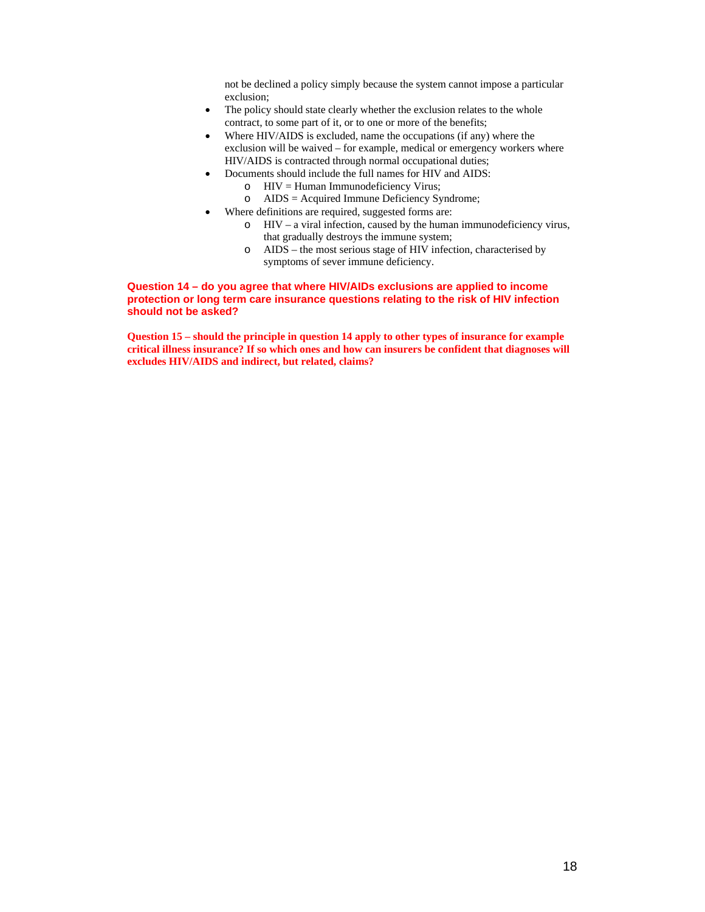not be declined a policy simply because the system cannot impose a particular exclusion;

- The policy should state clearly whether the exclusion relates to the whole contract, to some part of it, or to one or more of the benefits;
- Where HIV/AIDS is excluded, name the occupations (if any) where the exclusion will be waived – for example, medical or emergency workers where HIV/AIDS is contracted through normal occupational duties;
- Documents should include the full names for HIV and AIDS:
  - HIV = Human Immunodeficiency Virus;
  - AIDS = Acquired Immune Deficiency Syndrome;
- Where definitions are required, suggested forms are:
  - HIV – a viral infection, caused by the human immunodeficiency virus, that gradually destroys the immune system;
  - AIDS – the most serious stage of HIV infection, characterised by symptoms of sever immune deficiency.

**Question 14 – do you agree that where HIV/AIDs exclusions are applied to income protection or long term care insurance questions relating to the risk of HIV infection should not be asked?**

**Question 15 – should the principle in question 14 apply to other types of insurance for example critical illness insurance? If so which ones and how can insurers be confident that diagnoses will excludes HIV/AIDS and indirect, but related, claims?**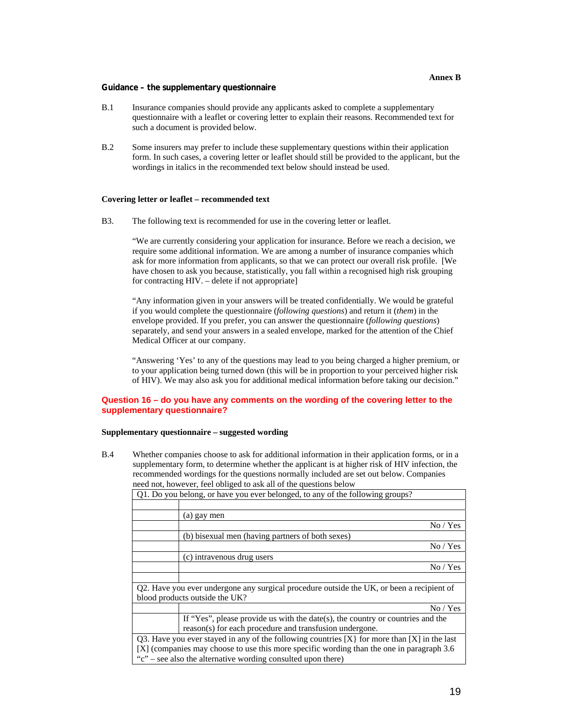**Annex B**

**Guidance – the supplementary questionnaire**

B.1 Insurance companies should provide any applicants asked to complete a supplementary questionnaire with a leaflet or covering letter to explain their reasons. Recommended text for such a document is provided below.

B.2 Some insurers may prefer to include these supplementary questions within their application form. In such cases, a covering letter or leaflet should still be provided to the applicant, but the wordings in italics in the recommended text below should instead be used.

**Covering letter or leaflet – recommended text**

B3. The following text is recommended for use in the covering letter or leaflet.

"We are currently considering your application for insurance. Before we reach a decision, we require some additional information. We are among a number of insurance companies which ask for more information from applicants, so that we can protect our overall risk profile. [We have chosen to ask you because, statistically, you fall within a recognised high risk grouping for contracting HIV. – delete if not appropriate]

"Any information given in your answers will be treated confidentially. We would be grateful if you would complete the questionnaire (*following questions*) and return it (*them*) in the envelope provided. If you prefer, you can answer the questionnaire (*following questions*) separately, and send your answers in a sealed envelope, marked for the attention of the Chief Medical Officer at our company.

"Answering 'Yes' to any of the questions may lead to you being charged a higher premium, or to your application being turned down (this will be in proportion to your perceived higher risk of HIV). We may also ask you for additional medical information before taking our decision."

**Question 16 – do you have any comments on the wording of the covering letter to the supplementary questionnaire?**

**Supplementary questionnaire – suggested wording**

B.4 Whether companies choose to ask for additional information in their application forms, or in a supplementary form, to determine whether the applicant is at higher risk of HIV infection, the recommended wordings for the questions normally included are set out below. Companies need not, however, feel obliged to ask all of the questions below

| Q1. Do you belong, or have you ever belonged, to any of the following groups? | |
|---|---|
| | |
| | (a) gay men |
| | No / Yes |
| | (b) bisexual men (having partners of both sexes) |
| | No / Yes |
| | (c) intravenous drug users |
| | No / Yes |
| | |
| Q2. Have you ever undergone any surgical procedure outside the UK, or been a recipient of blood products outside the UK? | |
| | No / Yes |
| | If "Yes", please provide us with the date(s), the country or countries and the reason(s) for each procedure and transfusion undergone. |
| Q3. Have you ever stayed in any of the following countries [X} for more than [X] in the last [X] (companies may choose to use this more specific wording than the one in paragraph 3.6 "c" – see also the alternative wording consulted upon there) | |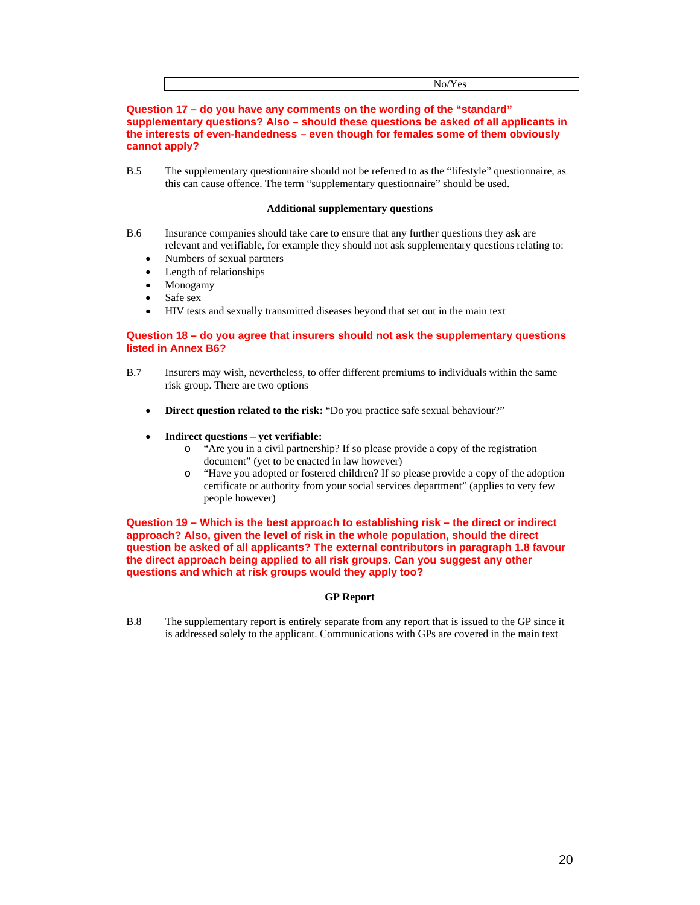| No/Yes |
|---|

**Question 17 – do you have any comments on the wording of the "standard" supplementary questions? Also – should these questions be asked of all applicants in the interests of even-handedness – even though for females some of them obviously cannot apply?**

B.5 The supplementary questionnaire should not be referred to as the "lifestyle" questionnaire, as this can cause offence. The term "supplementary questionnaire" should be used.

**Additional supplementary questions**

B.6 Insurance companies should take care to ensure that any further questions they ask are relevant and verifiable, for example they should not ask supplementary questions relating to:

- Numbers of sexual partners
- Length of relationships
- Monogamy
- Safe sex
- HIV tests and sexually transmitted diseases beyond that set out in the main text

**Question 18 – do you agree that insurers should not ask the supplementary questions listed in Annex B6?**

B.7 Insurers may wish, nevertheless, to offer different premiums to individuals within the same risk group. There are two options

- **Direct question related to the risk:** "Do you practice safe sexual behaviour?"

- **Indirect questions – yet verifiable:**
  - "Are you in a civil partnership? If so please provide a copy of the registration document" (yet to be enacted in law however)
  - "Have you adopted or fostered children? If so please provide a copy of the adoption certificate or authority from your social services department" (applies to very few people however)

**Question 19 – Which is the best approach to establishing risk – the direct or indirect approach? Also, given the level of risk in the whole population, should the direct question be asked of all applicants? The external contributors in paragraph 1.8 favour the direct approach being applied to all risk groups. Can you suggest any other questions and which at risk groups would they apply too?**

**GP Report**

B.8 The supplementary report is entirely separate from any report that is issued to the GP since it is addressed solely to the applicant. Communications with GPs are covered in the main text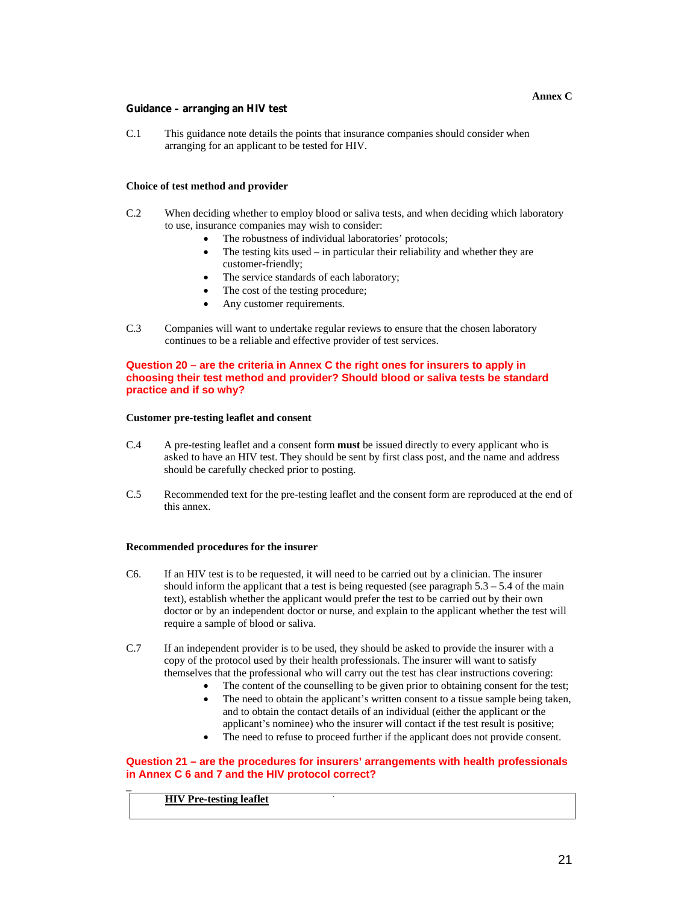**Annex C**

## Guidance – arranging an HIV test

C.1 This guidance note details the points that insurance companies should consider when arranging for an applicant to be tested for HIV.

### Choice of test method and provider

C.2 When deciding whether to employ blood or saliva tests, and when deciding which laboratory to use, insurance companies may wish to consider:

- The robustness of individual laboratories' protocols;
- The testing kits used – in particular their reliability and whether they are customer-friendly;
- The service standards of each laboratory;
- The cost of the testing procedure;
- Any customer requirements.

C.3 Companies will want to undertake regular reviews to ensure that the chosen laboratory continues to be a reliable and effective provider of test services.

**Question 20 – are the criteria in Annex C the right ones for insurers to apply in choosing their test method and provider? Should blood or saliva tests be standard practice and if so why?**

### Customer pre-testing leaflet and consent

C.4 A pre-testing leaflet and a consent form **must** be issued directly to every applicant who is asked to have an HIV test. They should be sent by first class post, and the name and address should be carefully checked prior to posting.

C.5 Recommended text for the pre-testing leaflet and the consent form are reproduced at the end of this annex.

### Recommended procedures for the insurer

C6. If an HIV test is to be requested, it will need to be carried out by a clinician. The insurer should inform the applicant that a test is being requested (see paragraph 5.3 – 5.4 of the main text), establish whether the applicant would prefer the test to be carried out by their own doctor or by an independent doctor or nurse, and explain to the applicant whether the test will require a sample of blood or saliva.

C.7 If an independent provider is to be used, they should be asked to provide the insurer with a copy of the protocol used by their health professionals. The insurer will want to satisfy themselves that the professional who will carry out the test has clear instructions covering:

- The content of the counselling to be given prior to obtaining consent for the test;
- The need to obtain the applicant's written consent to a tissue sample being taken, and to obtain the contact details of an individual (either the applicant or the applicant's nominee) who the insurer will contact if the test result is positive;
- The need to refuse to proceed further if the applicant does not provide consent.

**Question 21 – are the procedures for insurers' arrangements with health professionals in Annex C 6 and 7 and the HIV protocol correct?**

**HIV Pre-testing leaflet**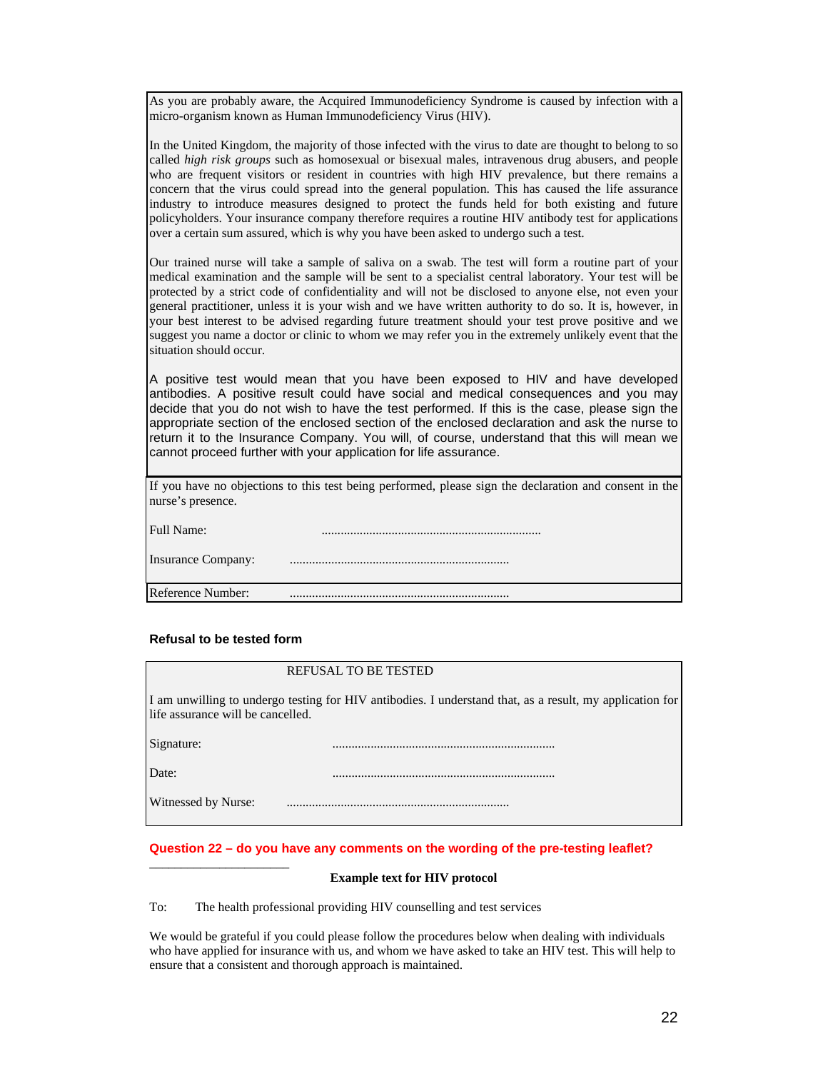As you are probably aware, the Acquired Immunodeficiency Syndrome is caused by infection with a micro-organism known as Human Immunodeficiency Virus (HIV).

In the United Kingdom, the majority of those infected with the virus to date are thought to belong to so called *high risk groups* such as homosexual or bisexual males, intravenous drug abusers, and people who are frequent visitors or resident in countries with high HIV prevalence, but there remains a concern that the virus could spread into the general population. This has caused the life assurance industry to introduce measures designed to protect the funds held for both existing and future policyholders. Your insurance company therefore requires a routine HIV antibody test for applications over a certain sum assured, which is why you have been asked to undergo such a test.

Our trained nurse will take a sample of saliva on a swab. The test will form a routine part of your medical examination and the sample will be sent to a specialist central laboratory. Your test will be protected by a strict code of confidentiality and will not be disclosed to anyone else, not even your general practitioner, unless it is your wish and we have written authority to do so. It is, however, in your best interest to be advised regarding future treatment should your test prove positive and we suggest you name a doctor or clinic to whom we may refer you in the extremely unlikely event that the situation should occur.

A positive test would mean that you have been exposed to HIV and have developed antibodies. A positive result could have social and medical consequences and you may decide that you do not wish to have the test performed. If this is the case, please sign the appropriate section of the enclosed section of the enclosed declaration and ask the nurse to return it to the Insurance Company. You will, of course, understand that this will mean we cannot proceed further with your application for life assurance.

If you have no objections to this test being performed, please sign the declaration and consent in the nurse's presence.

Full Name: ....................................................................

Insurance Company: ....................................................................

Reference Number: ....................................................................

**Refusal to be tested form**

REFUSAL TO BE TESTED

I am unwilling to undergo testing for HIV antibodies. I understand that, as a result, my application for life assurance will be cancelled.

Signature: ....................................................................

Date: ....................................................................

Witnessed by Nurse: ....................................................................

**Question 22 – do you have any comments on the wording of the pre-testing leaflet?**

---

**Example text for HIV protocol**

To: The health professional providing HIV counselling and test services

We would be grateful if you could please follow the procedures below when dealing with individuals who have applied for insurance with us, and whom we have asked to take an HIV test. This will help to ensure that a consistent and thorough approach is maintained.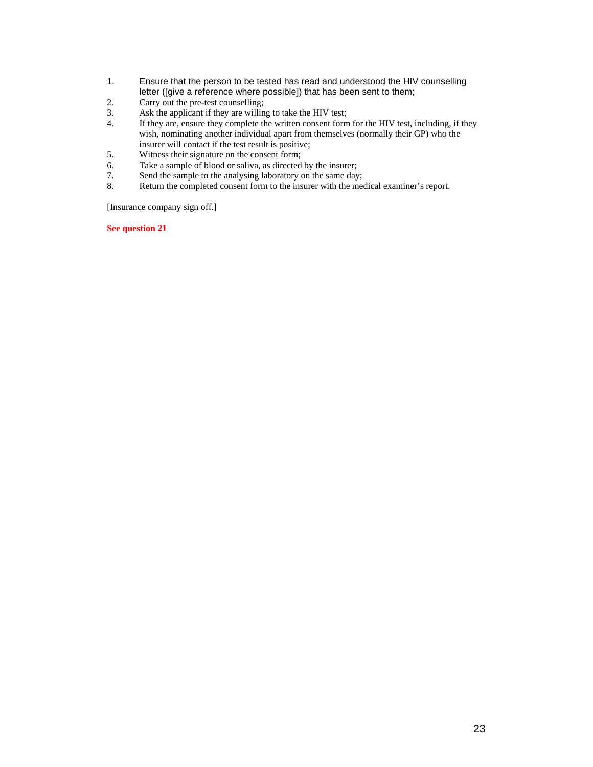1. Ensure that the person to be tested has read and understood the HIV counselling letter ([give a reference where possible]) that has been sent to them;
2. Carry out the pre-test counselling;
3. Ask the applicant if they are willing to take the HIV test;
4. If they are, ensure they complete the written consent form for the HIV test, including, if they wish, nominating another individual apart from themselves (normally their GP) who the insurer will contact if the test result is positive;
5. Witness their signature on the consent form;
6. Take a sample of blood or saliva, as directed by the insurer;
7. Send the sample to the analysing laboratory on the same day;
8. Return the completed consent form to the insurer with the medical examiner's report.

[Insurance company sign off.]

**See question 21**